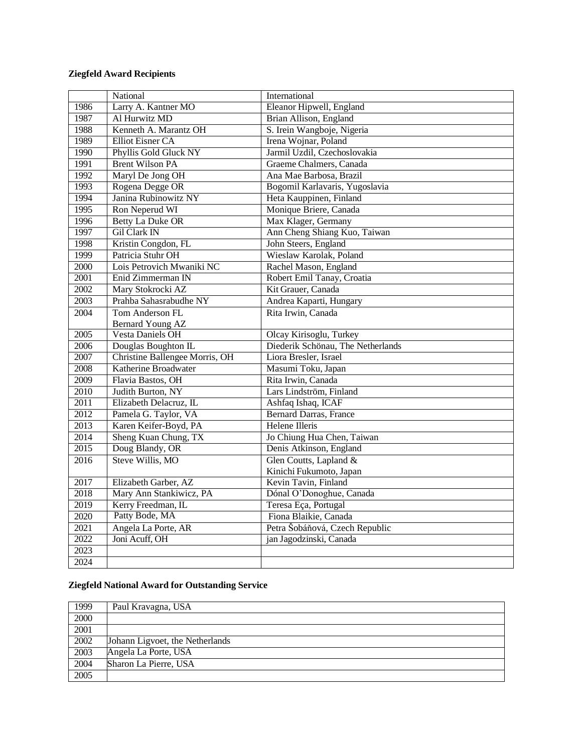**Ziegfeld Award Recipients**

| | National | International |
|---|---|---|
| 1986 | Larry A. Kantner MO | Eleanor Hipwell, England |
| 1987 | Al Hurwitz MD | Brian Allison, England |
| 1988 | Kenneth A. Marantz OH | S. Irein Wangboje, Nigeria |
| 1989 | Elliot Eisner CA | Irena Wojnar, Poland |
| 1990 | Phyllis Gold Gluck NY | Jarmil Uzdil, Czechoslovakia |
| 1991 | Brent Wilson PA | Graeme Chalmers, Canada |
| 1992 | Maryl De Jong OH | Ana Mae Barbosa, Brazil |
| 1993 | Rogena Degge OR | Bogomil Karlavaris, Yugoslavia |
| 1994 | Janina Rubinowitz NY | Heta Kauppinen, Finland |
| 1995 | Ron Neperud WI | Monique Briere, Canada |
| 1996 | Betty La Duke OR | Max Klager, Germany |
| 1997 | Gil Clark IN | Ann Cheng Shiang Kuo, Taiwan |
| 1998 | Kristin Congdon, FL | John Steers, England |
| 1999 | Patricia Stuhr OH | Wieslaw Karolak, Poland |
| 2000 | Lois Petrovich Mwaniki NC | Rachel Mason, England |
| 2001 | Enid Zimmerman IN | Robert Emil Tanay, Croatia |
| 2002 | Mary Stokrocki AZ | Kit Grauer, Canada |
| 2003 | Prahba Sahasrabudhe NY | Andrea Kaparti, Hungary |
| 2004 | Tom Anderson FL<br>Bernard Young AZ | Rita Irwin, Canada |
| 2005 | Vesta Daniels OH | Olcay Kirisoglu, Turkey |
| 2006 | Douglas Boughton IL | Diederik Schönau, The Netherlands |
| 2007 | Christine Ballengee Morris, OH | Liora Bresler, Israel |
| 2008 | Katherine Broadwater | Masumi Toku, Japan |
| 2009 | Flavia Bastos, OH | Rita Irwin, Canada |
| 2010 | Judith Burton, NY | Lars Lindström, Finland |
| 2011 | Elizabeth Delacruz, IL | Ashfaq Ishaq, ICAF |
| 2012 | Pamela G. Taylor, VA | Bernard Darras, France |
| 2013 | Karen Keifer-Boyd, PA | Helene Illeris |
| 2014 | Sheng Kuan Chung, TX | Jo Chiung Hua Chen, Taiwan |
| 2015 | Doug Blandy, OR | Denis Atkinson, England |
| 2016 | Steve Willis, MO | Glen Coutts, Lapland &<br>Kinichi Fukumoto, Japan |
| 2017 | Elizabeth Garber, AZ | Kevin Tavin, Finland |
| 2018 | Mary Ann Stankiwicz, PA | Dónal O'Donoghue, Canada |
| 2019 | Kerry Freedman, IL | Teresa Eça, Portugal |
| 2020 | Patty Bode, MA | Fiona Blaikie, Canada |
| 2021 | Angela La Porte, AR | Petra Šobáňová, Czech Republic |
| 2022 | Joni Acuff, OH | jan Jagodzinski, Canada |
| 2023 | | |
| 2024 | | |

**Ziegfeld National Award for Outstanding Service**

| | |
|---|---|
| 1999 | Paul Kravagna, USA |
| 2000 | |
| 2001 | |
| 2002 | Johann Ligvoet, the Netherlands |
| 2003 | Angela La Porte, USA |
| 2004 | Sharon La Pierre, USA |
| 2005 | |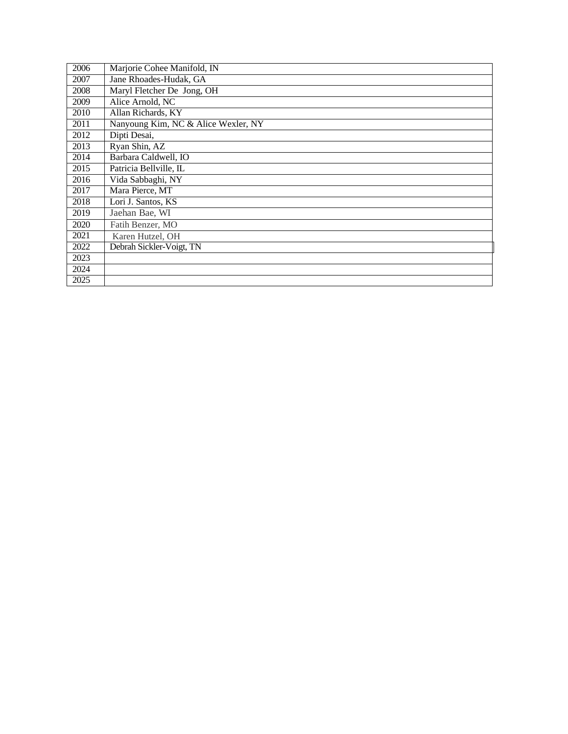| 2006 | Marjorie Cohee Manifold, IN |
|---|---|
| 2007 | Jane Rhoades-Hudak, GA |
| 2008 | Maryl Fletcher De Jong, OH |
| 2009 | Alice Arnold, NC |
| 2010 | Allan Richards, KY |
| 2011 | Nanyoung Kim, NC & Alice Wexler, NY |
| 2012 | Dipti Desai, |
| 2013 | Ryan Shin, AZ |
| 2014 | Barbara Caldwell, IO |
| 2015 | Patricia Bellville, IL |
| 2016 | Vida Sabbaghi, NY |
| 2017 | Mara Pierce, MT |
| 2018 | Lori J. Santos, KS |
| 2019 | Jaehan Bae, WI |
| 2020 | Fatih Benzer, MO |
| 2021 | Karen Hutzel, OH |
| 2022 | Debrah Sickler-Voigt, TN |
| 2023 | |
| 2024 | |
| 2025 | |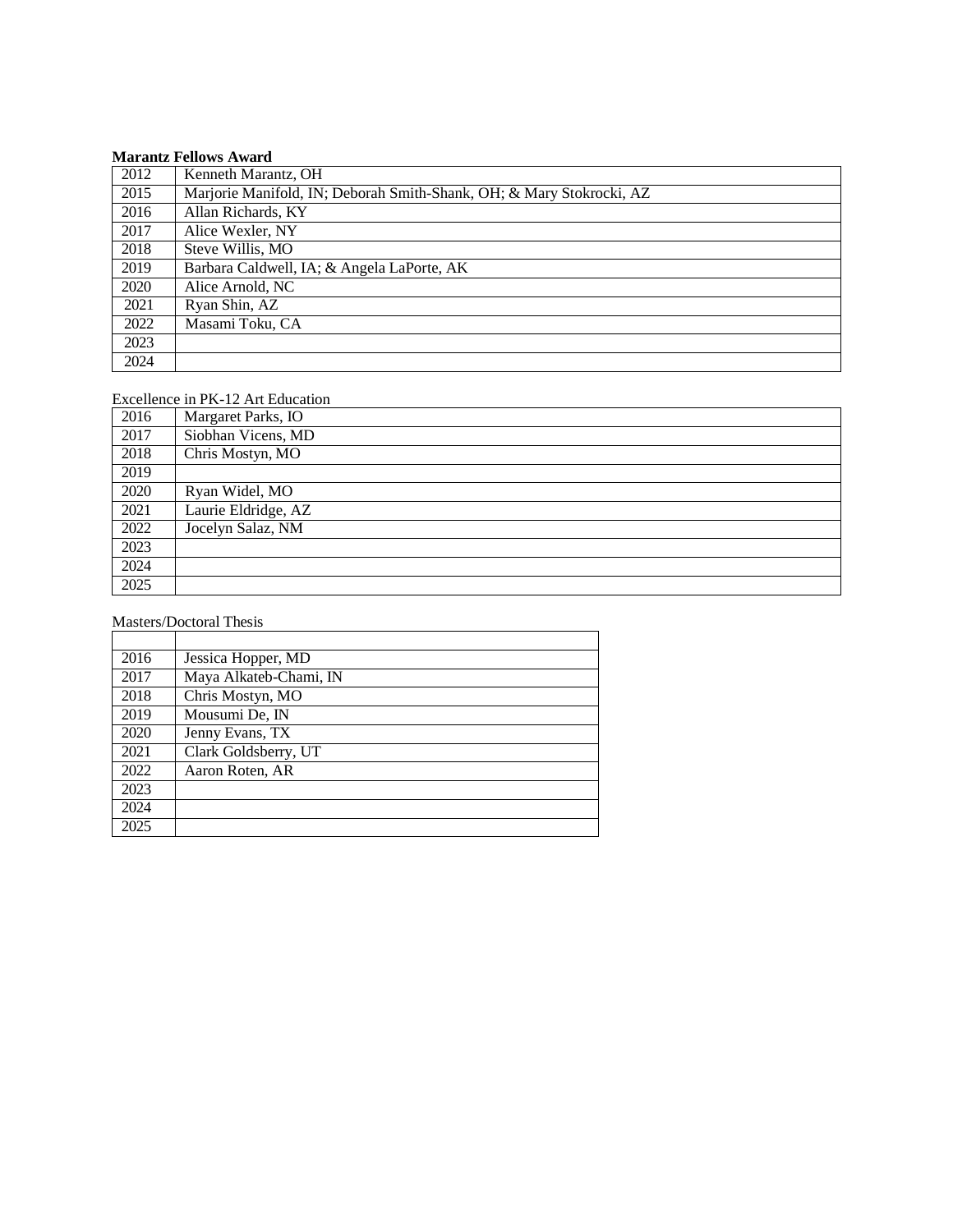**Marantz Fellows Award**

| | |
|---|---|
| 2012 | Kenneth Marantz, OH |
| 2015 | Marjorie Manifold, IN; Deborah Smith-Shank, OH; & Mary Stokrocki, AZ |
| 2016 | Allan Richards, KY |
| 2017 | Alice Wexler, NY |
| 2018 | Steve Willis, MO |
| 2019 | Barbara Caldwell, IA; & Angela LaPorte, AK |
| 2020 | Alice Arnold, NC |
| 2021 | Ryan Shin, AZ |
| 2022 | Masami Toku, CA |
| 2023 | |
| 2024 | |

Excellence in PK-12 Art Education

| | |
|---|---|
| 2016 | Margaret Parks, IO |
| 2017 | Siobhan Vicens, MD |
| 2018 | Chris Mostyn, MO |
| 2019 | |
| 2020 | Ryan Widel, MO |
| 2021 | Laurie Eldridge, AZ |
| 2022 | Jocelyn Salaz, NM |
| 2023 | |
| 2024 | |
| 2025 | |

Masters/Doctoral Thesis

| | |
|---|---|
| | |
| 2016 | Jessica Hopper, MD |
| 2017 | Maya Alkateb-Chami, IN |
| 2018 | Chris Mostyn, MO |
| 2019 | Mousumi De, IN |
| 2020 | Jenny Evans, TX |
| 2021 | Clark Goldsberry, UT |
| 2022 | Aaron Roten, AR |
| 2023 | |
| 2024 | |
| 2025 | |